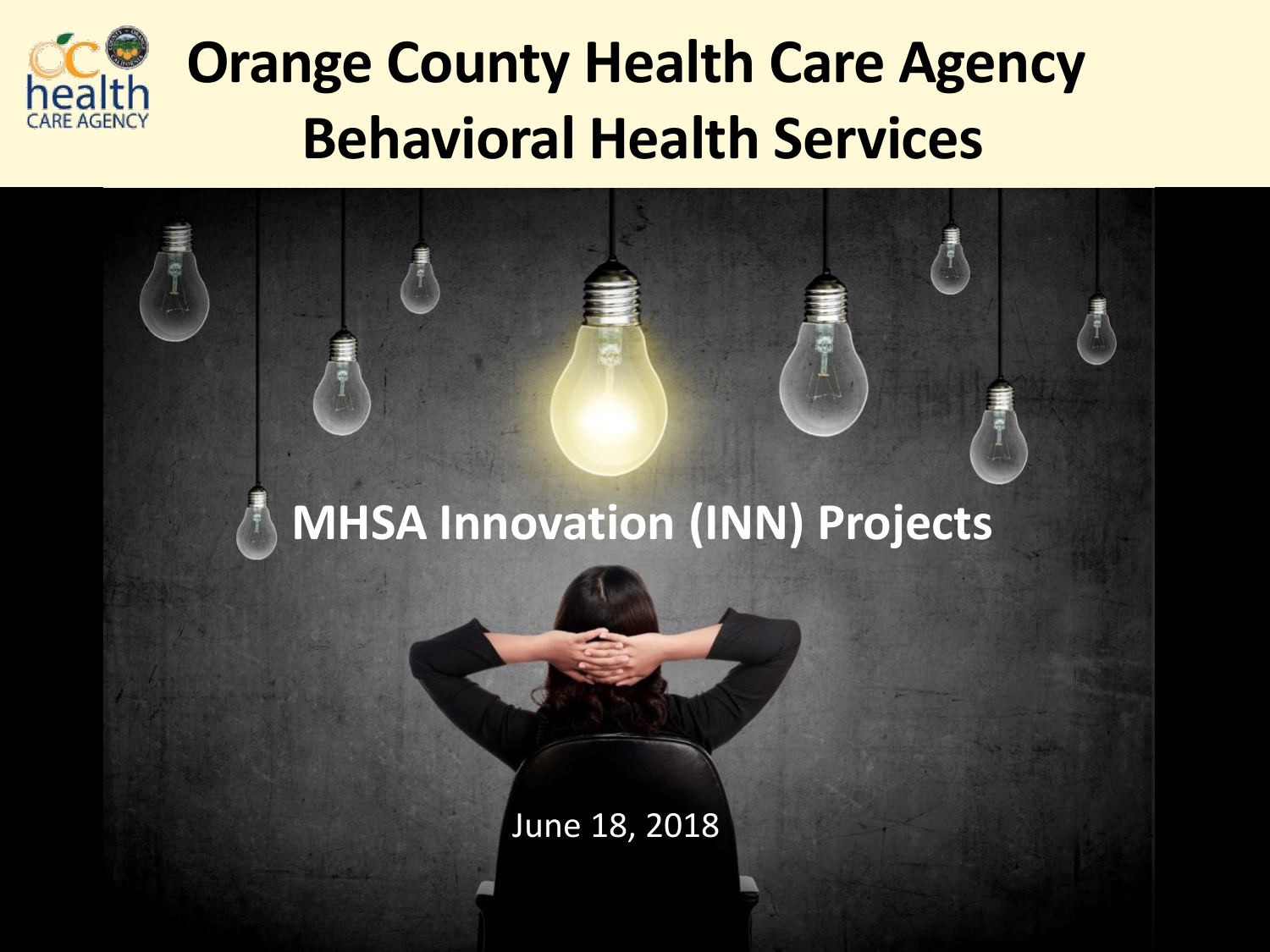# Orange County Health Care Agency
# Behavioral Health Services

## MHSA Innovation (INN) Projects

June 18, 2018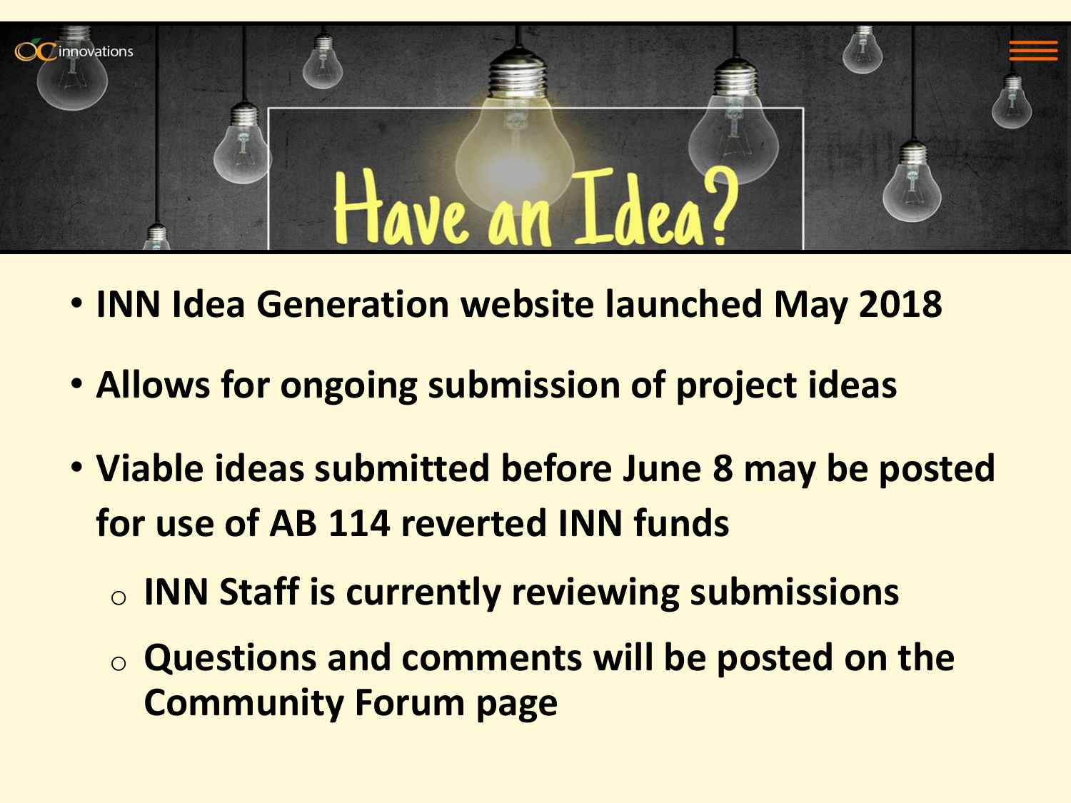# Have an Idea?

- **INN Idea Generation website launched May 2018**
- **Allows for ongoing submission of project ideas**
- **Viable ideas submitted before June 8 may be posted for use of AB 114 reverted INN funds**
  - **INN Staff is currently reviewing submissions**
  - **Questions and comments will be posted on the Community Forum page**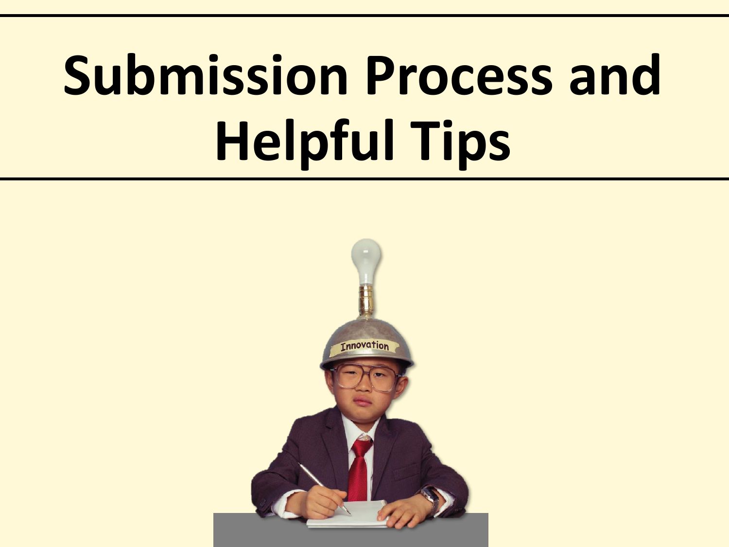# Submission Process and Helpful Tips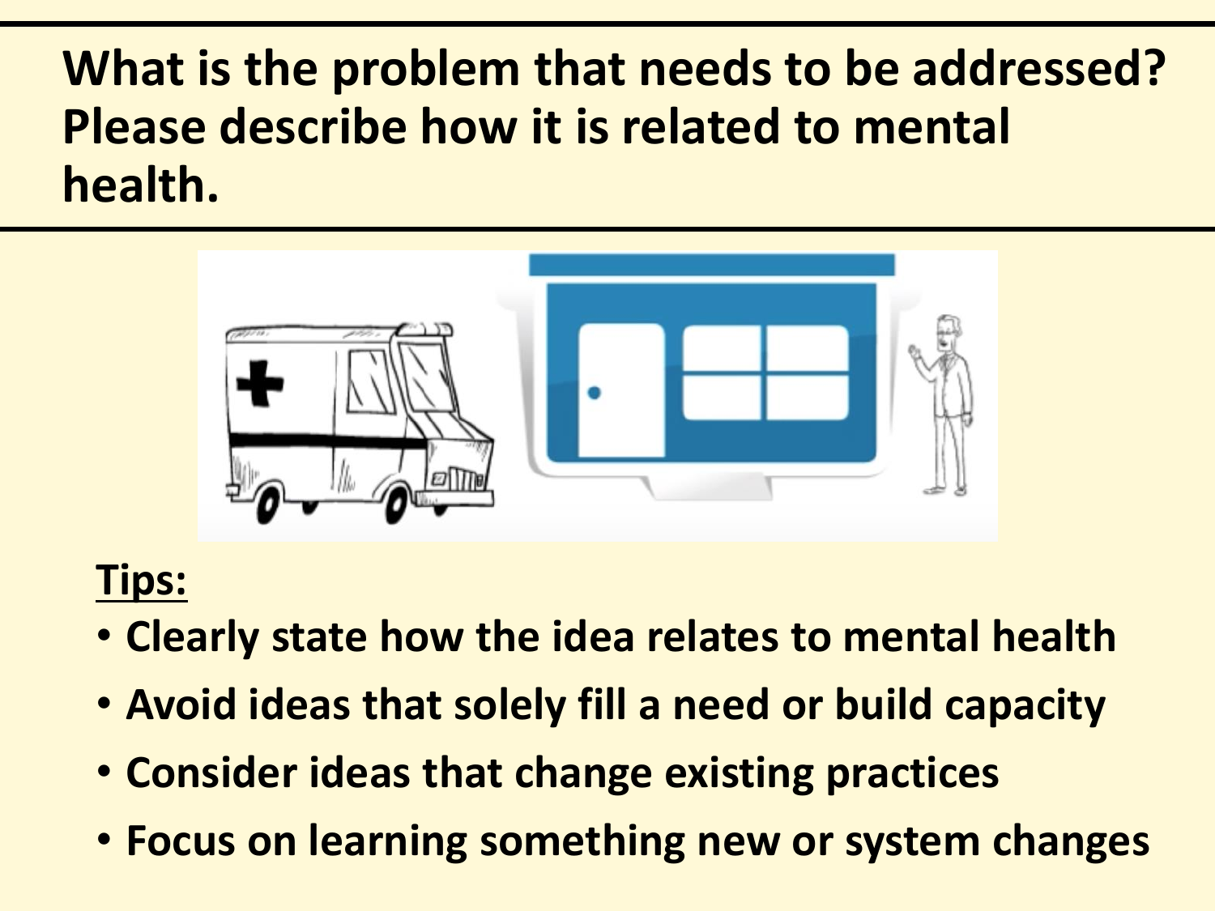# What is the problem that needs to be addressed? Please describe how it is related to mental health.

**Tips:**

- **Clearly state how the idea relates to mental health**
- **Avoid ideas that solely fill a need or build capacity**
- **Consider ideas that change existing practices**
- **Focus on learning something new or system changes**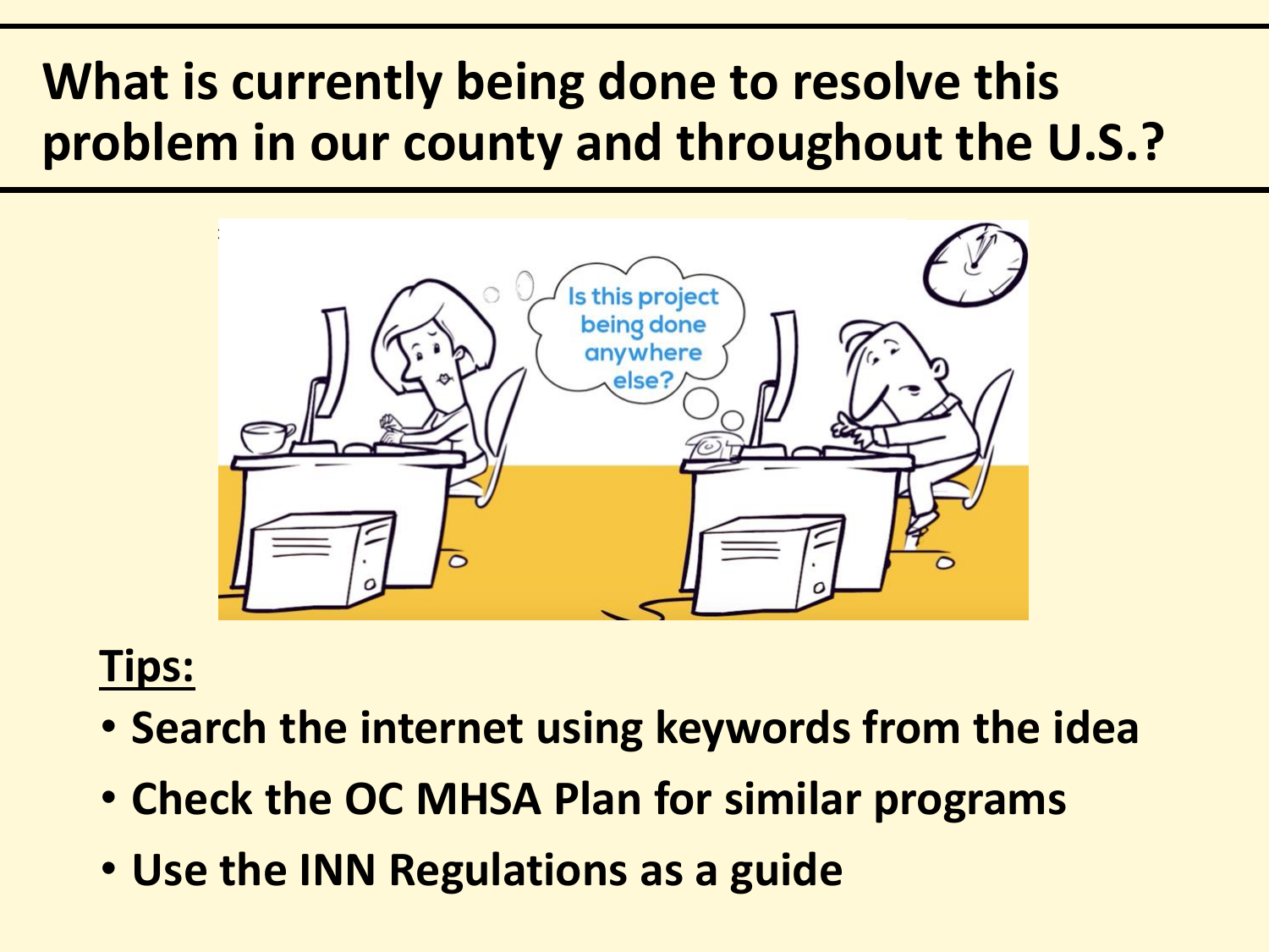# What is currently being done to resolve this problem in our county and throughout the U.S.?

**Tips:**

- Search the internet using keywords from the idea
- Check the OC MHSA Plan for similar programs
- Use the INN Regulations as a guide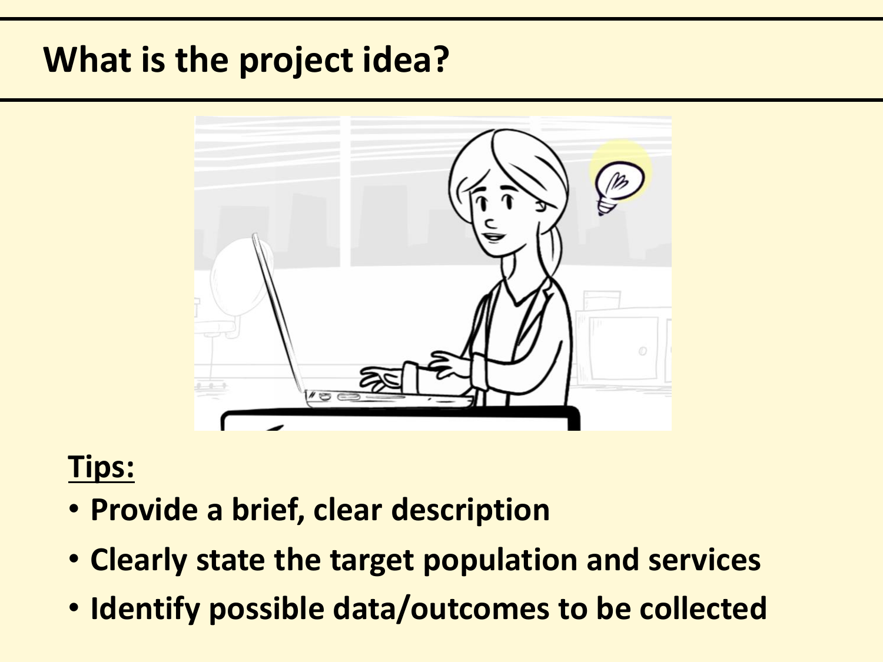# What is the project idea?

**Tips:**

- **Provide a brief, clear description**
- **Clearly state the target population and services**
- **Identify possible data/outcomes to be collected**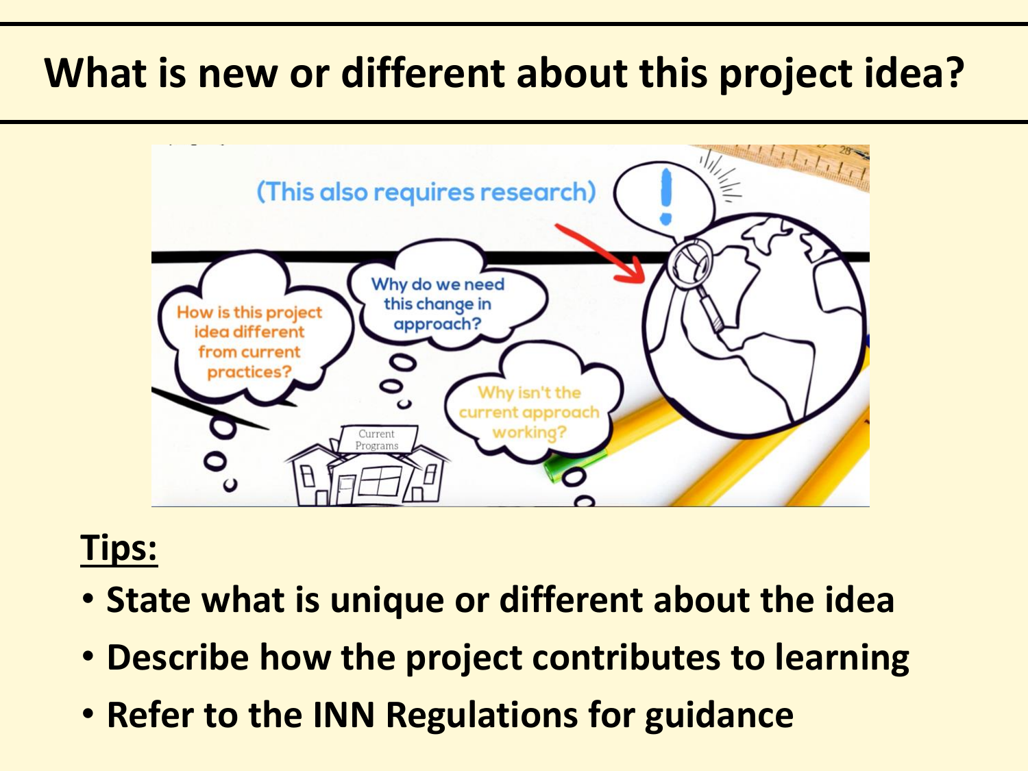# What is new or different about this project idea?

(This also requires research)

How is this project idea different from current practices?

Why do we need this change in approach?

Why isn't the current approach working?

Current Programs

**Tips:**

- **State what is unique or different about the idea**
- **Describe how the project contributes to learning**
- **Refer to the INN Regulations for guidance**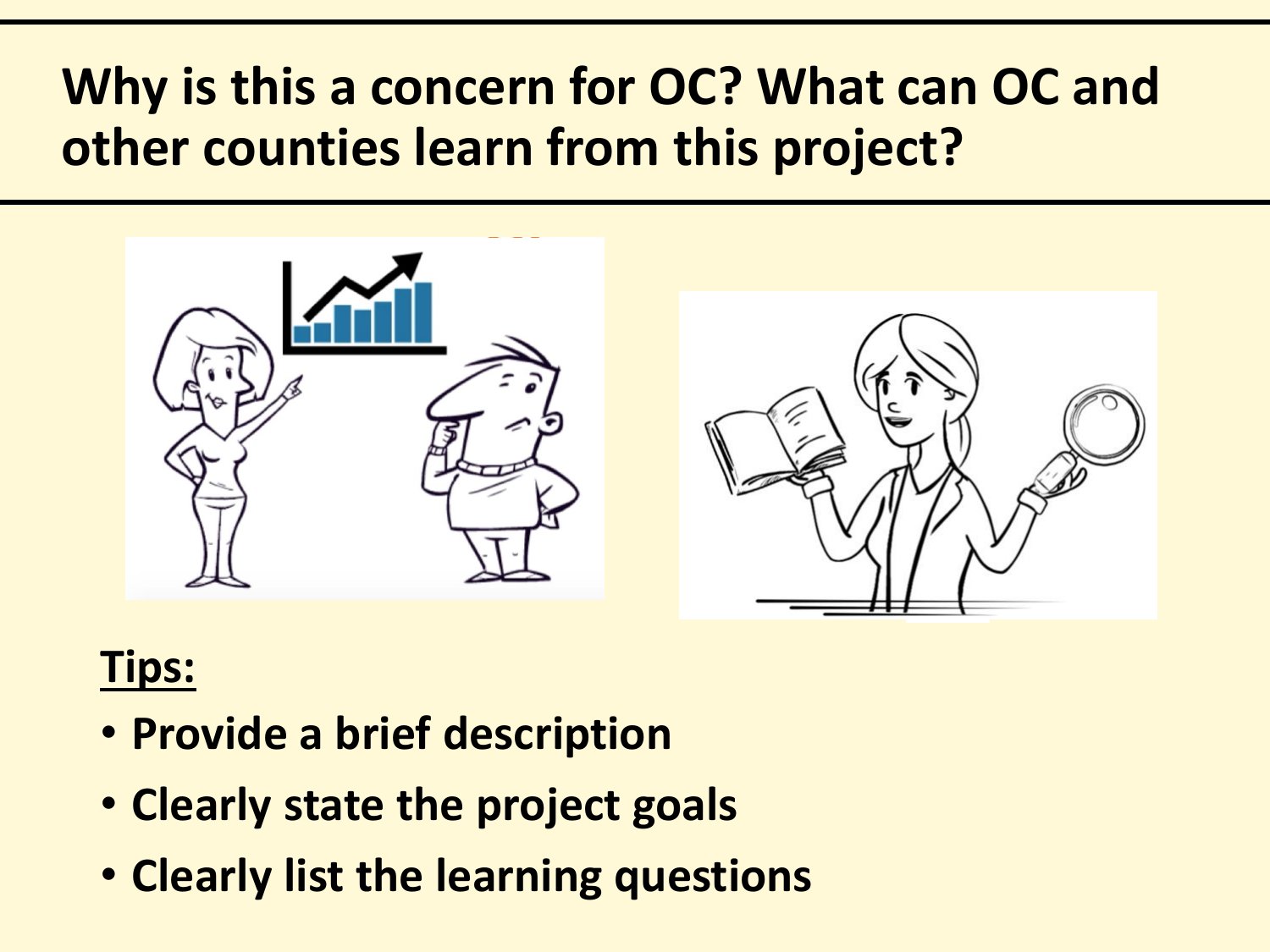# Why is this a concern for OC? What can OC and other counties learn from this project?

**Tips:**

- **Provide a brief description**
- **Clearly state the project goals**
- **Clearly list the learning questions**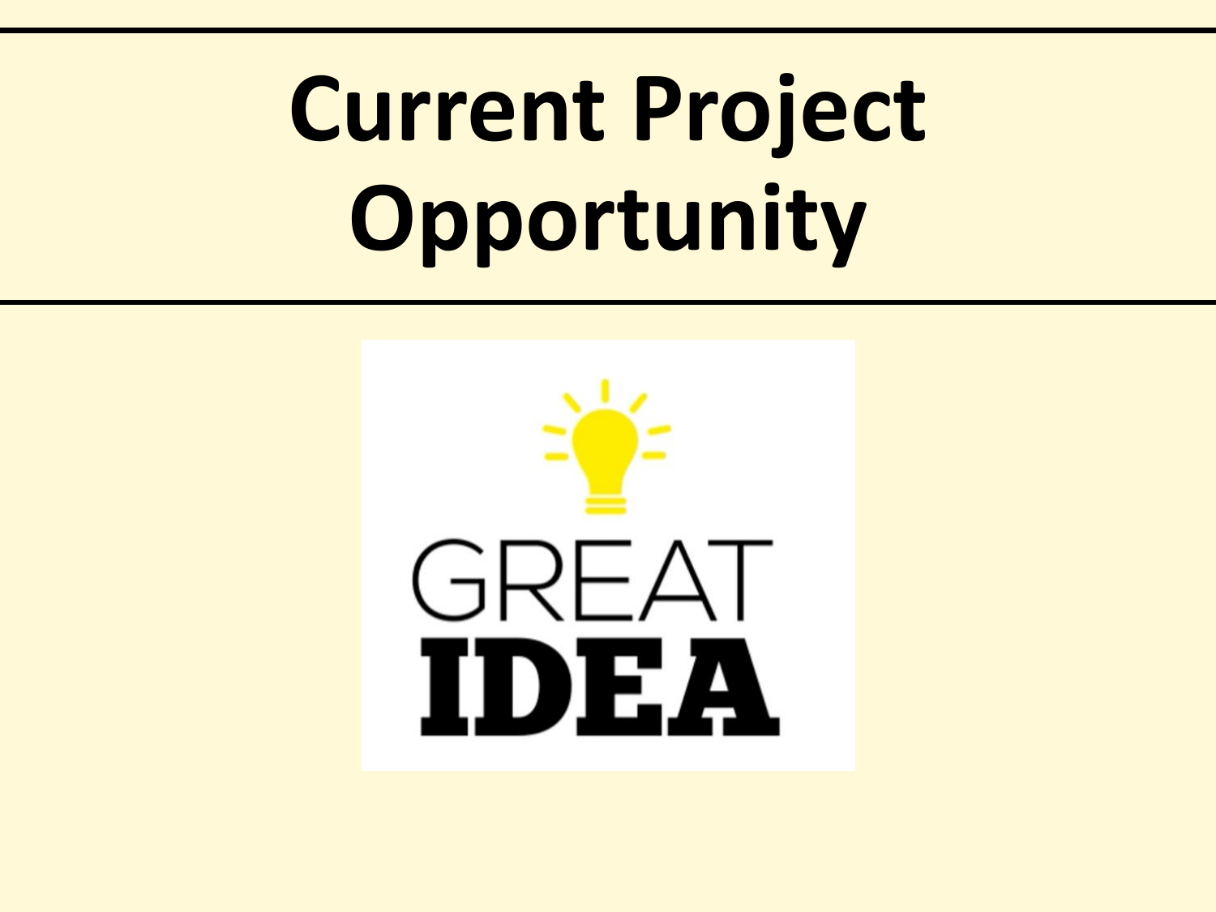# Current Project Opportunity

GREAT
**IDEA**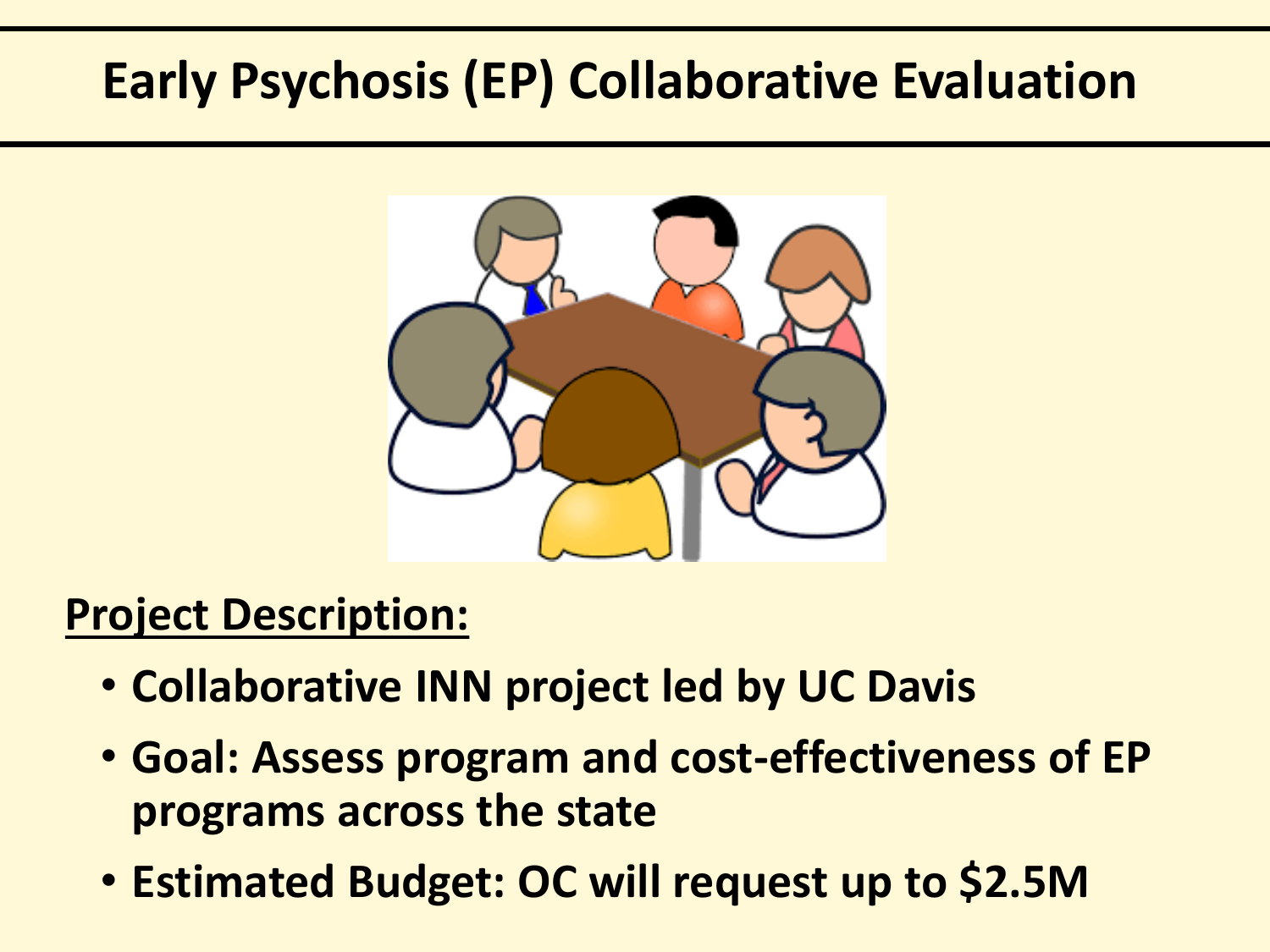# Early Psychosis (EP) Collaborative Evaluation

**Project Description:**

- **Collaborative INN project led by UC Davis**
- **Goal: Assess program and cost-effectiveness of EP programs across the state**
- **Estimated Budget: OC will request up to $2.5M**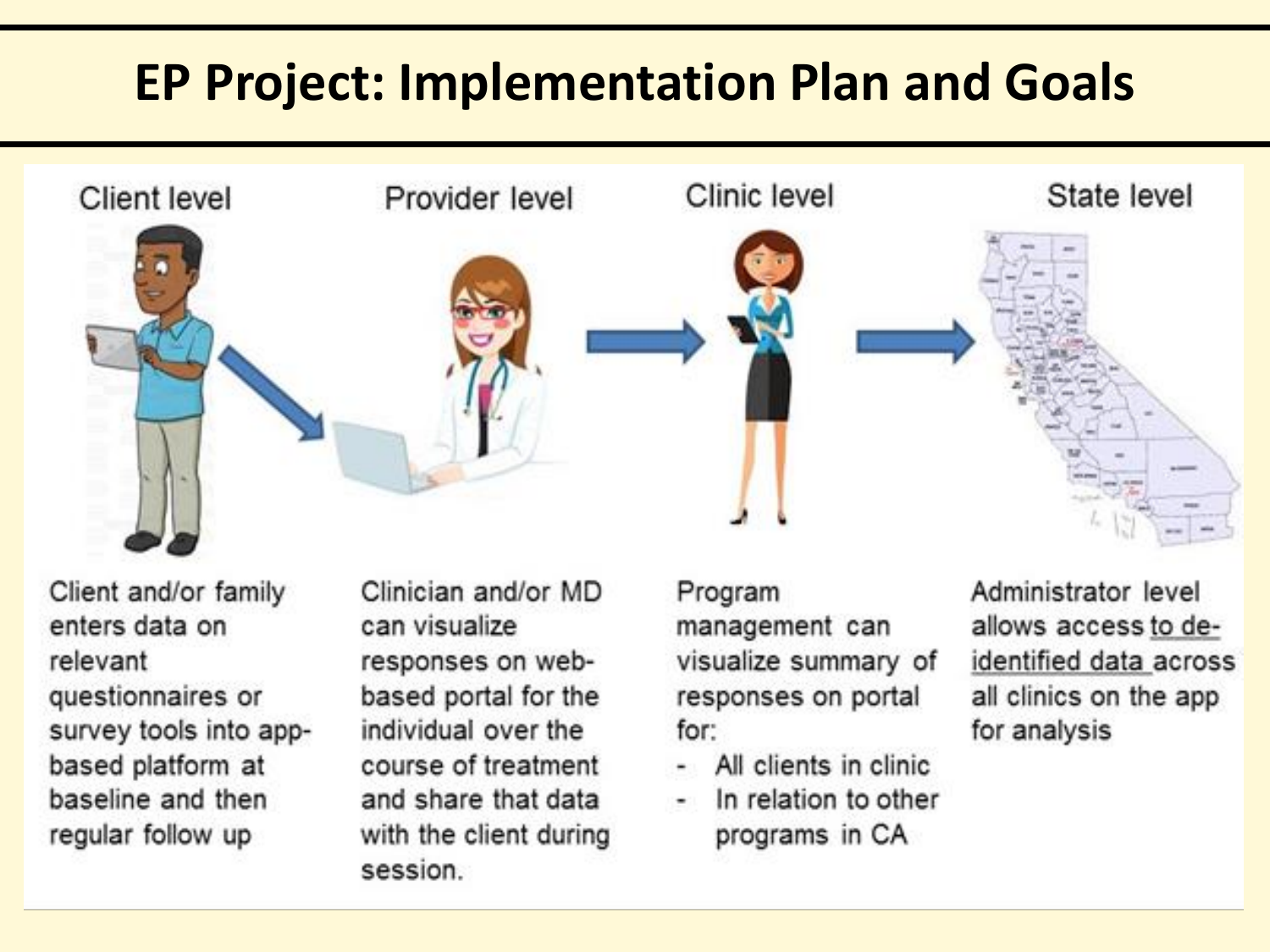# EP Project: Implementation Plan and Goals

## Client level

Client and/or family enters data on relevant questionnaires or survey tools into app-based platform at baseline and then regular follow up

## Provider level

Clinician and/or MD can visualize responses on web-based portal for the individual over the course of treatment and share that data with the client during session.

## Clinic level

Program management can visualize summary of responses on portal for:

- All clients in clinic
- In relation to other programs in CA

## State level

Administrator level allows access to de-identified data across all clinics on the app for analysis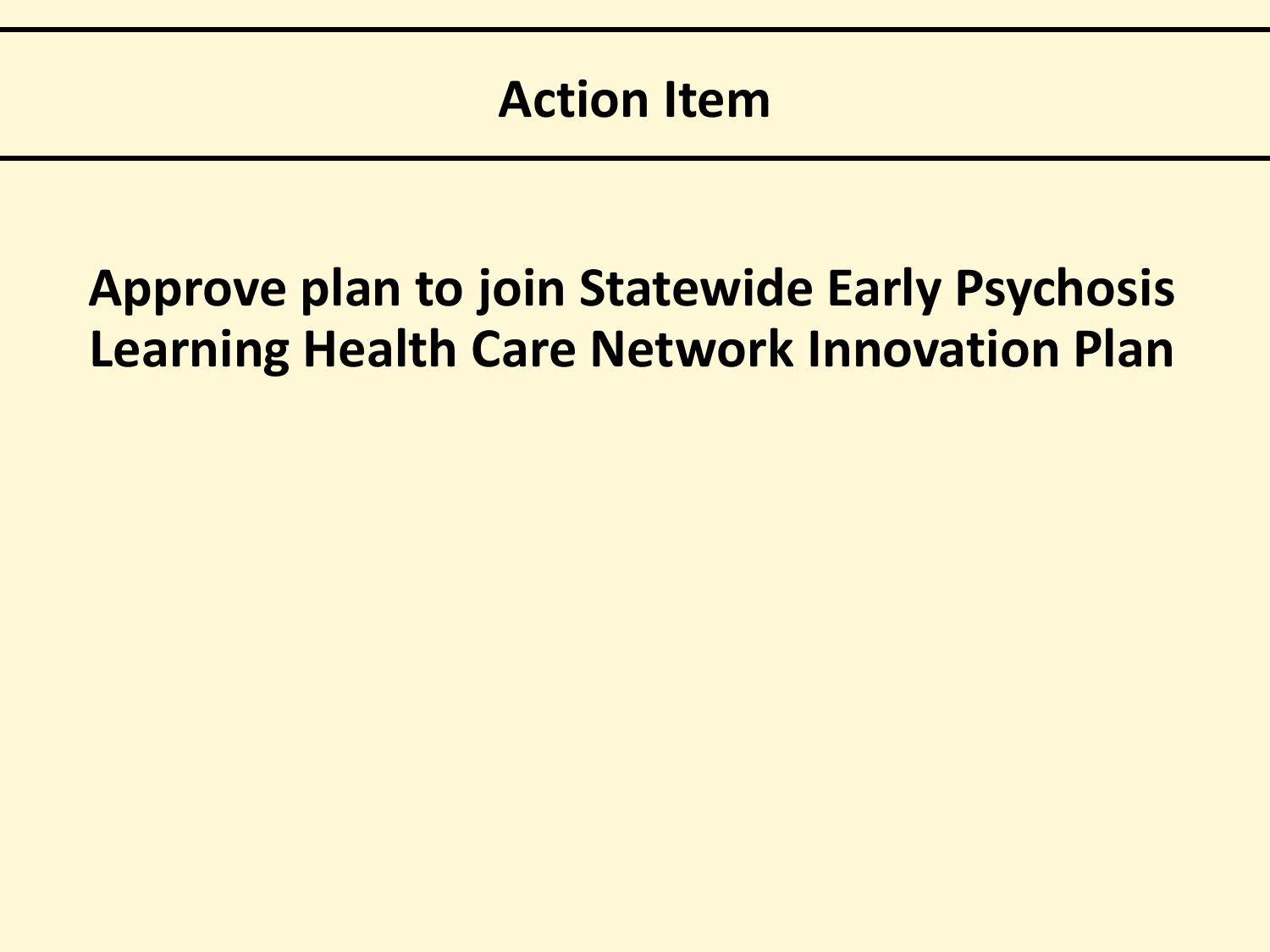# Action Item

**Approve plan to join Statewide Early Psychosis Learning Health Care Network Innovation Plan**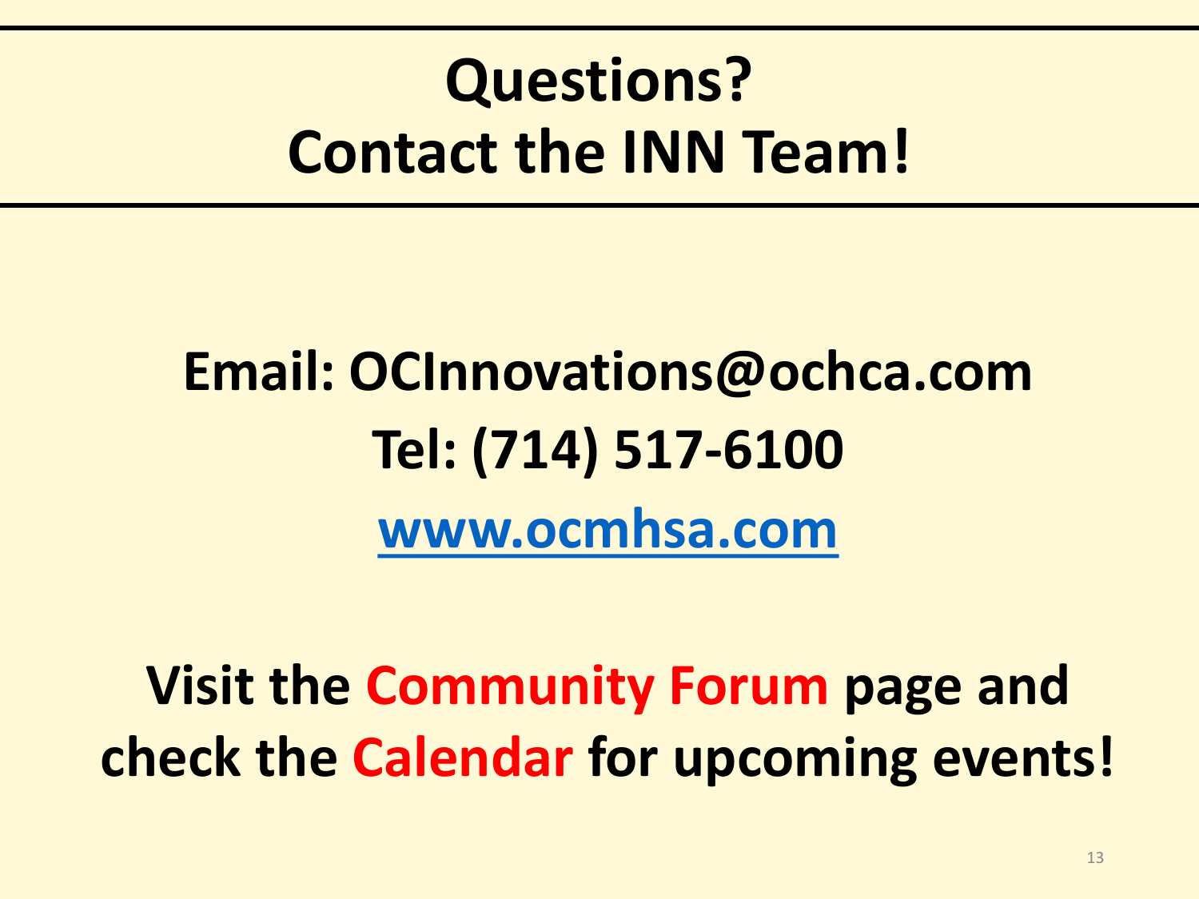# Questions?
# Contact the INN Team!

**Email: OCInnovations@ochca.com**

**Tel: (714) 517-6100**

**www.ocmhsa.com**

**Visit the Community Forum page and check the Calendar for upcoming events!**